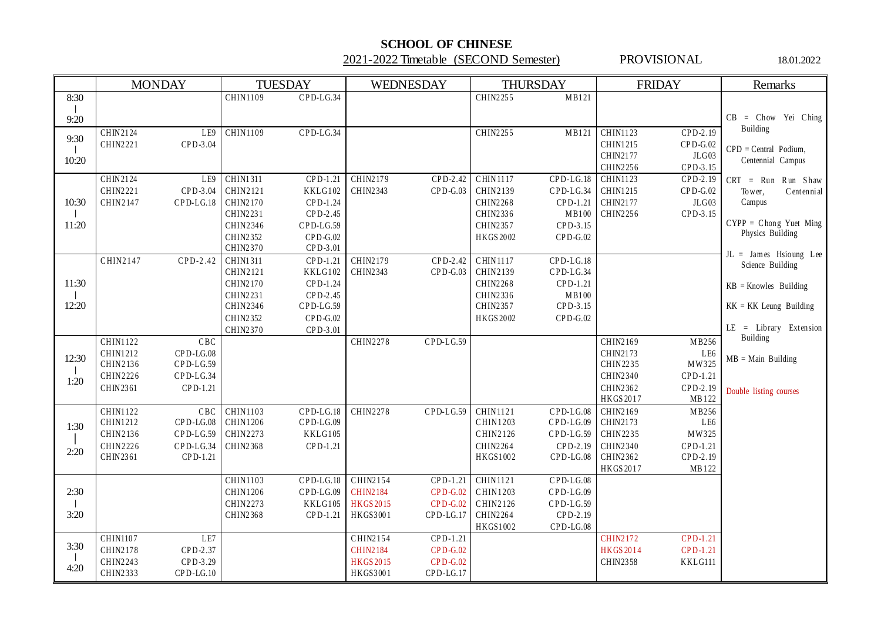# SCHOOL OF CHINESE

## 2021-2022 Timetable (SECOND Semester)

PROVISIONAL

18.01.2022

| | MONDAY | | TUESDAY | | WEDNESDAY | | THURSDAY | | FRIDAY | | Remarks |
|---|---|---|---|---|---|---|---|---|---|---|---|
| 8:30 - 9:20 | | | CHIN1109 | CPD-LG.34 | | | CHIN2255 | MB121 | | | CB = Chow Yei Ching Building |
| 9:30 - 10:20 | CHIN2124<br>CHIN2221 | LE9<br>CPD-3.04 | CHIN1109 | CPD-LG.34 | | | CHIN2255 | MB121 | CHIN1123<br>CHIN1215<br>CHIN2177<br>CHIN2256 | CPD-2.19<br>CPD-G.02<br>JLG03<br>CPD-3.15 | CPD = Central Podium, Centennial Campus |
| 10:30 - 11:20 | CHIN2124<br>CHIN2221<br>CHIN2147 | LE9<br>CPD-3.04<br>CPD-LG.18 | CHIN1311<br>CHIN2121<br>CHIN2170<br>CHIN2231<br>CHIN2346<br>CHIN2352<br>CHIN2370 | CPD-1.21<br>KKLG102<br>CPD-1.24<br>CPD-2.45<br>CPD-LG.59<br>CPD-G.02<br>CPD-3.01 | CHIN2179<br>CHIN2343 | CPD-2.42<br>CPD-G.03 | CHIN1117<br>CHIN2139<br>CHIN2268<br>CHIN2336<br>CHIN2357<br>HKGS2002 | CPD-LG.18<br>CPD-LG.34<br>CPD-1.21<br>MB100<br>CPD-3.15<br>CPD-G.02 | CHIN1123<br>CHIN1215<br>CHIN2177<br>CHIN2256 | CPD-2.19<br>CPD-G.02<br>JLG03<br>CPD-3.15 | CRT = Run Run Shaw Tower, Centennial Campus<br>CYPP = Chong Yuet Ming Physics Building |
| 11:30 - 12:20 | CHIN2147 | CPD-2.42 | CHIN1311<br>CHIN2121<br>CHIN2170<br>CHIN2231<br>CHIN2346<br>CHIN2352<br>CHIN2370 | CPD-1.21<br>KKLG102<br>CPD-1.24<br>CPD-2.45<br>CPD-LG.59<br>CPD-G.02<br>CPD-3.01 | CHIN2179<br>CHIN2343 | CPD-2.42<br>CPD-G.03 | CHIN1117<br>CHIN2139<br>CHIN2268<br>CHIN2336<br>CHIN2357<br>HKGS2002 | CPD-LG.18<br>CPD-LG.34<br>CPD-1.21<br>MB100<br>CPD-3.15<br>CPD-G.02 | | | JL = James Hsioung Lee Science Building<br>KB = Knowles Building<br>KK = KK Leung Building |
| 12:30 - 1:20 | CHIN1122<br>CHIN1212<br>CHIN2136<br>CHIN2226<br>CHIN2361 | CBC<br>CPD-LG.08<br>CPD-LG.59<br>CPD-LG.34<br>CPD-1.21 | | | CHIN2278 | CPD-LG.59 | | | CHIN2169<br>CHIN2173<br>CHIN2235<br>CHIN2340<br>CHIN2362<br>HKGS2017 | MB256<br>LE6<br>MW325<br>CPD-1.21<br>CPD-2.19<br>MB122 | LE = Library Extension Building<br>MB = Main Building<br>Double listing courses |
| 1:30 - 2:20 | CHIN1122<br>CHIN1212<br>CHIN2136<br>CHIN2226<br>CHIN2361 | CBC<br>CPD-LG.08<br>CPD-LG.59<br>CPD-LG.34<br>CPD-1.21 | CHIN1103<br>CHIN1206<br>CHIN2273<br>CHIN2368 | CPD-LG.18<br>CPD-LG.09<br>KKLG105<br>CPD-1.21 | CHIN2278 | CPD-LG.59 | CHIN1121<br>CHIN1203<br>CHIN2126<br>CHIN2264<br>HKGS1002 | CPD-LG.08<br>CPD-LG.09<br>CPD-LG.59<br>CPD-2.19<br>CPD-LG.08 | CHIN2169<br>CHIN2173<br>CHIN2235<br>CHIN2340<br>CHIN2362<br>HKGS2017 | MB256<br>LE6<br>MW325<br>CPD-1.21<br>CPD-2.19<br>MB122 | |
| 2:30 - 3:20 | | | CHIN1103<br>CHIN1206<br>CHIN2273<br>CHIN2368 | CPD-LG.18<br>CPD-LG.09<br>KKLG105<br>CPD-1.21 | CHIN2154<br>CHIN2184<br>HKGS2015<br>HKGS3001 | CPD-1.21<br>CPD-G.02<br>CPD-G.02<br>CPD-LG.17 | CHIN1121<br>CHIN1203<br>CHIN2126<br>CHIN2264<br>HKGS1002 | CPD-LG.08<br>CPD-LG.09<br>CPD-LG.59<br>CPD-2.19<br>CPD-LG.08 | | | |
| 3:30 - 4:20 | CHIN1107<br>CHIN2178<br>CHIN2243<br>CHIN2333 | LE7<br>CPD-2.37<br>CPD-3.29<br>CPD-LG.10 | | | CHIN2154<br>CHIN2184<br>HKGS2015<br>HKGS3001 | CPD-1.21<br>CPD-G.02<br>CPD-G.02<br>CPD-LG.17 | | | CHIN2172<br>HKGS2014<br>CHIN2358 | CPD-1.21<br>CPD-1.21<br>KKLG111 | |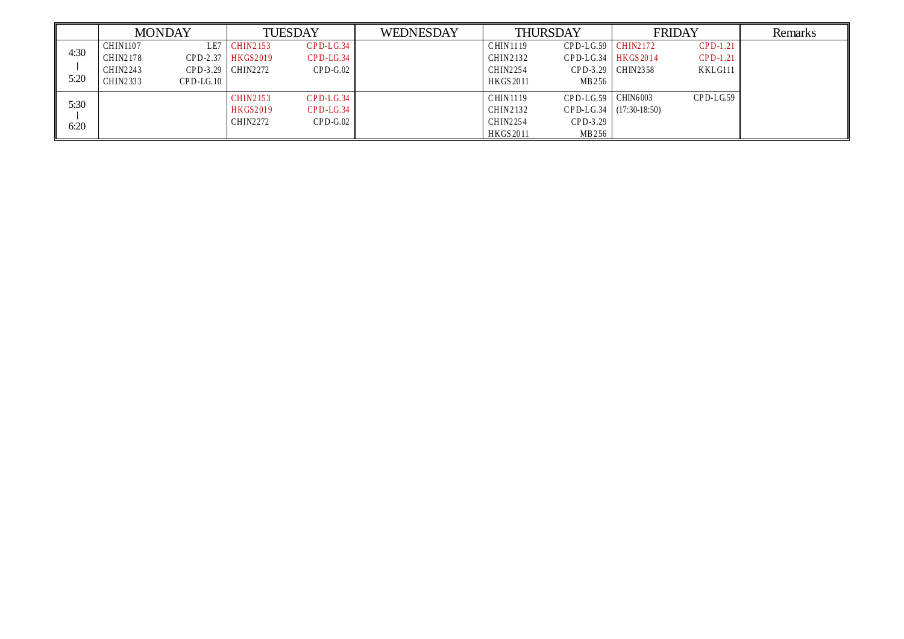| | MONDAY | | TUESDAY | | WEDNESDAY | THURSDAY | | FRIDAY | | Remarks |
|---|---|---|---|---|---|---|---|---|---|---|
| 4:30 \| 5:20 | CHIN1107<br>CHIN2178<br>CHIN2243<br>CHIN2333 | LE7<br>CPD-2.37<br>CPD-3.29<br>CPD-LG.10 | CHIN2153<br>HKGS2019<br>CHIN2272 | CPD-LG.34<br>CPD-LG.34<br>CPD-G.02 | | CHIN1119<br>CHIN2132<br>CHIN2254<br>HKGS2011 | CPD-LG.59<br>CPD-LG.34<br>CPD-3.29<br>MB256 | CHIN2172<br>HKGS2014<br>CHIN2358 | CPD-1.21<br>CPD-1.21<br>KKLG111 | |
| 5:30 \| 6:20 | | | CHIN2153<br>HKGS2019<br>CHIN2272 | CPD-LG.34<br>CPD-LG.34<br>CPD-G.02 | | CHIN1119<br>CHIN2132<br>CHIN2254<br>HKGS2011 | CPD-LG.59<br>CPD-LG.34<br>CPD-3.29<br>MB256 | CHIN6003<br>(17:30-18:50) | CPD-LG.59 | |